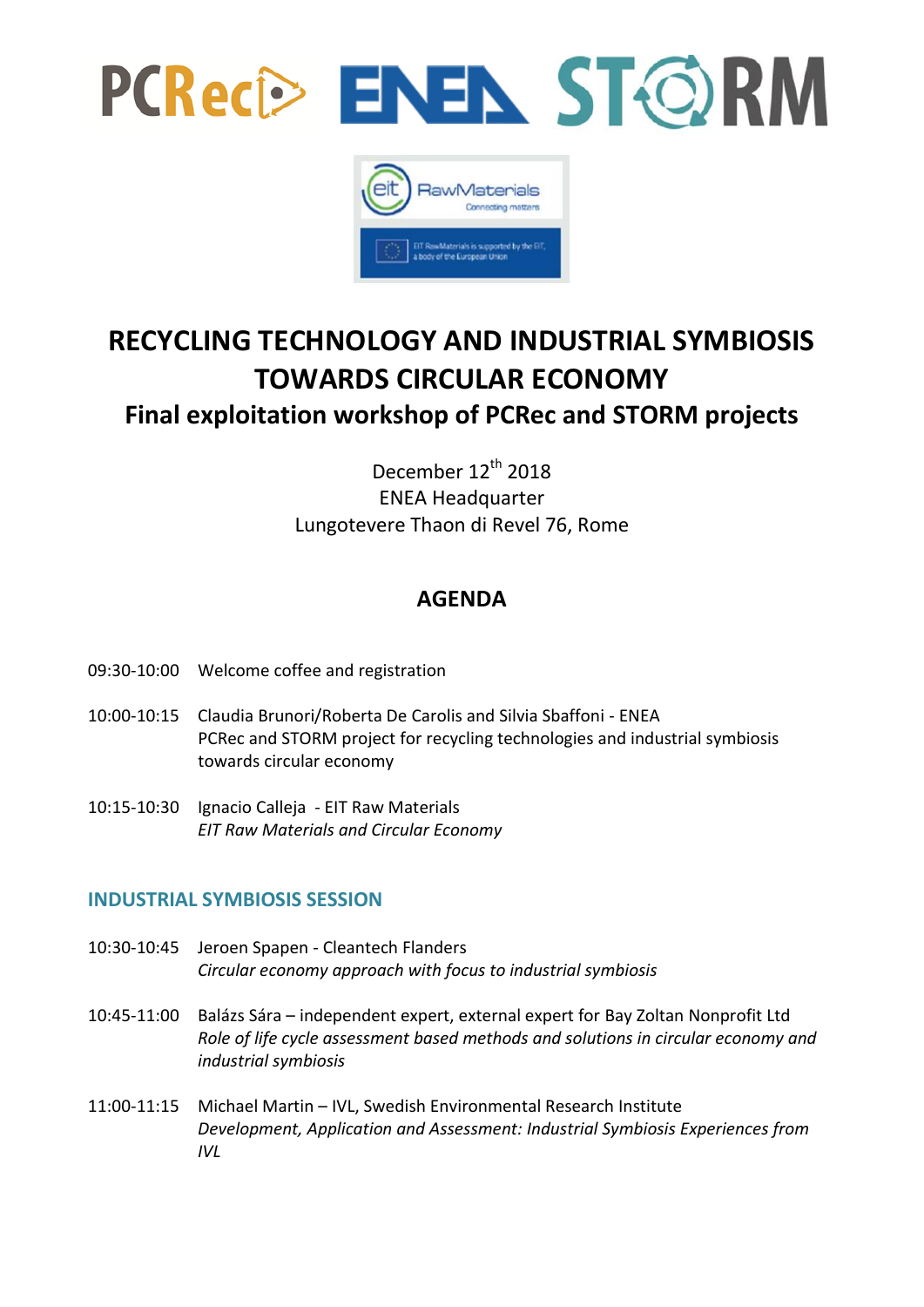# RECYCLING TECHNOLOGY AND INDUSTRIAL SYMBIOSIS TOWARDS CIRCULAR ECONOMY

## Final exploitation workshop of PCRec and STORM projects

December 12th 2018
ENEA Headquarter
Lungotevere Thaon di Revel 76, Rome

## AGENDA

09:30-10:00 Welcome coffee and registration

10:00-10:15 Claudia Brunori/Roberta De Carolis and Silvia Sbaffoni - ENEA
PCRec and STORM project for recycling technologies and industrial symbiosis towards circular economy

10:15-10:30 Ignacio Calleja - EIT Raw Materials
*EIT Raw Materials and Circular Economy*

### INDUSTRIAL SYMBIOSIS SESSION

10:30-10:45 Jeroen Spapen - Cleantech Flanders
*Circular economy approach with focus to industrial symbiosis*

10:45-11:00 Balázs Sára – independent expert, external expert for Bay Zoltan Nonprofit Ltd
*Role of life cycle assessment based methods and solutions in circular economy and industrial symbiosis*

11:00-11:15 Michael Martin – IVL, Swedish Environmental Research Institute
*Development, Application and Assessment: Industrial Symbiosis Experiences from IVL*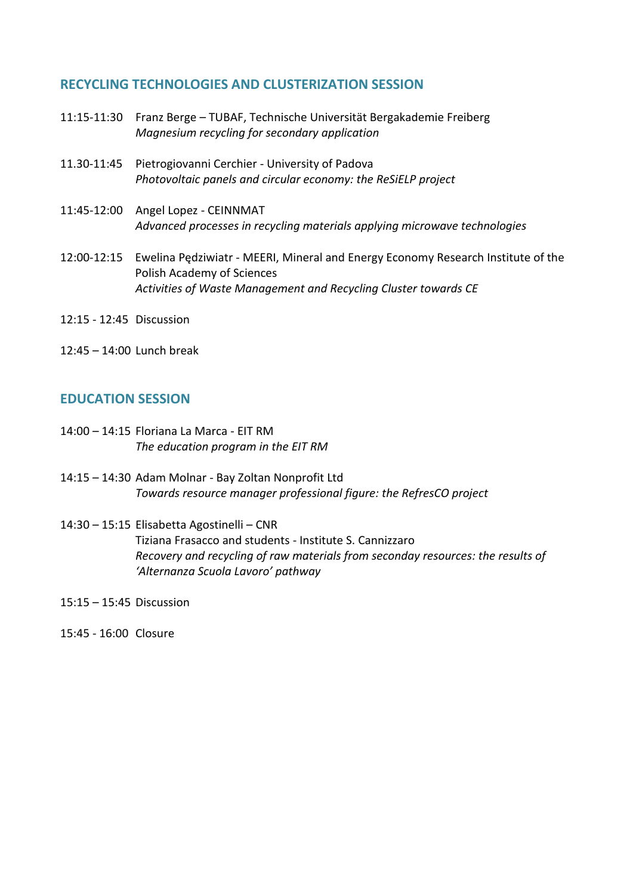## RECYCLING TECHNOLOGIES AND CLUSTERIZATION SESSION

11:15-11:30 Franz Berge – TUBAF, Technische Universität Bergakademie Freiberg
*Magnesium recycling for secondary application*

11.30-11:45 Pietrogiovanni Cerchier - University of Padova
*Photovoltaic panels and circular economy: the ReSiELP project*

11:45-12:00 Angel Lopez - CEINNMAT
*Advanced processes in recycling materials applying microwave technologies*

12:00-12:15 Ewelina Pędziwiatr - MEERI, Mineral and Energy Economy Research Institute of the Polish Academy of Sciences
*Activities of Waste Management and Recycling Cluster towards CE*

12:15 - 12:45 Discussion

12:45 – 14:00 Lunch break

## EDUCATION SESSION

14:00 – 14:15 Floriana La Marca - EIT RM
*The education program in the EIT RM*

14:15 – 14:30 Adam Molnar - Bay Zoltan Nonprofit Ltd
*Towards resource manager professional figure: the RefresCO project*

14:30 – 15:15 Elisabetta Agostinelli – CNR
Tiziana Frasacco and students - Institute S. Cannizzaro
*Recovery and recycling of raw materials from seconday resources: the results of 'Alternanza Scuola Lavoro' pathway*

15:15 – 15:45 Discussion

15:45 - 16:00 Closure